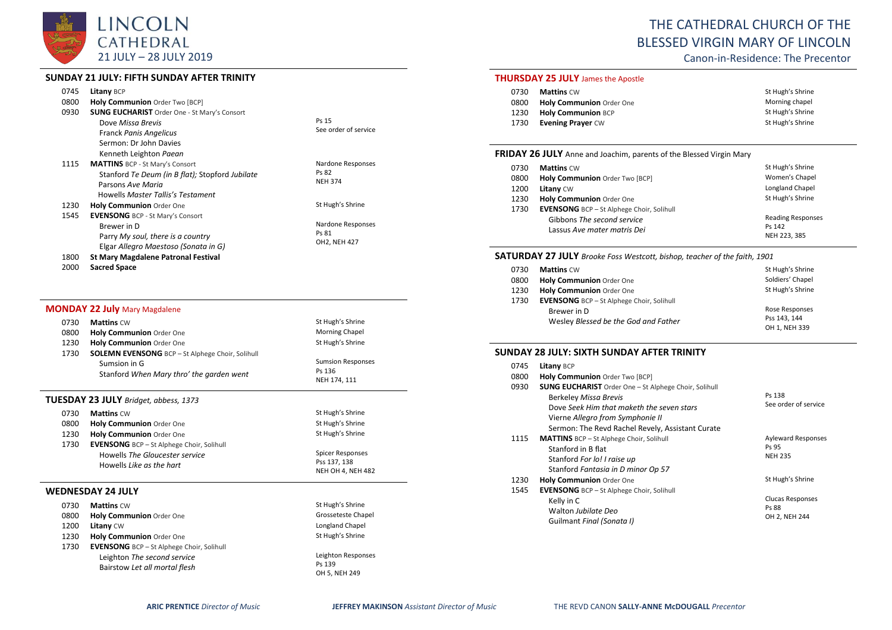# LINCOLN CATHEDRAL

21 JULY – 28 JULY 2019

# THE CATHEDRAL CHURCH OF THE BLESSED VIRGIN MARY OF LINCOLN

Canon-in-Residence: The Precentor

## SUNDAY 21 JULY: FIFTH SUNDAY AFTER TRINITY

| | | |
|---|---|---|
| 0745 | **Litany** BCP | |
| 0800 | **Holy Communion** Order Two [BCP] | |
| 0930 | **SUNG EUCHARIST** Order One - St Mary's Consort | |
| | Dove *Missa Brevis* | Ps 15 |
| | Franck *Panis Angelicus* | See order of service |
| | Sermon: Dr John Davies | |
| | Kenneth Leighton *Paean* | |
| 1115 | **MATTINS** BCP - St Mary's Consort | Nardone Responses |
| | Stanford *Te Deum (in B flat);* Stopford *Jubilate* | Ps 82 |
| | Parsons *Ave Maria* | NEH 374 |
| | Howells *Master Tallis's Testament* | |
| 1230 | **Holy Communion** Order One | St Hugh's Shrine |
| 1545 | **EVENSONG** BCP - St Mary's Consort | |
| | Brewer in D | Nardone Responses |
| | Parry *My soul, there is a country* | Ps 81 |
| | Elgar *Allegro Maestoso (Sonata in G)* | OH2, NEH 427 |
| 1800 | **St Mary Magdalene Patronal Festival** | |
| 2000 | **Sacred Space** | |

## MONDAY 22 July Mary Magdalene

| | | |
|---|---|---|
| 0730 | **Mattins** CW | St Hugh's Shrine |
| 0800 | **Holy Communion** Order One | Morning Chapel |
| 1230 | **Holy Communion** Order One | St Hugh's Shrine |
| 1730 | **SOLEMN EVENSONG** BCP – St Alphege Choir, Solihull | |
| | Sumsion in G | Sumsion Responses |
| | Stanford *When Mary thro' the garden went* | Ps 136 |
| | | NEH 174, 111 |

## TUESDAY 23 JULY *Bridget, abbess, 1373*

| | | |
|---|---|---|
| 0730 | **Mattins** CW | St Hugh's Shrine |
| 0800 | **Holy Communion** Order One | St Hugh's Shrine |
| 1230 | **Holy Communion** Order One | St Hugh's Shrine |
| 1730 | **EVENSONG** BCP – St Alphege Choir, Solihull | |
| | Howells *The Gloucester service* | Spicer Responses |
| | Howells *Like as the hart* | Pss 137, 138 |
| | | NEH OH 4, NEH 482 |

## WEDNESDAY 24 JULY

| | | |
|---|---|---|
| 0730 | **Mattins** CW | St Hugh's Shrine |
| 0800 | **Holy Communion** Order One | Grosseteste Chapel |
| 1200 | **Litany** CW | Longland Chapel |
| 1230 | **Holy Communion** Order One | St Hugh's Shrine |
| 1730 | **EVENSONG** BCP – St Alphege Choir, Solihull | |
| | Leighton *The second service* | Leighton Responses |
| | Bairstow *Let all mortal flesh* | Ps 139 |
| | | OH 5, NEH 249 |

## THURSDAY 25 JULY James the Apostle

| | | |
|---|---|---|
| 0730 | **Mattins** CW | St Hugh's Shrine |
| 0800 | **Holy Communion** Order One | Morning chapel |
| 1230 | **Holy Communion** BCP | St Hugh's Shrine |
| 1730 | **Evening Prayer** CW | St Hugh's Shrine |

## FRIDAY 26 JULY Anne and Joachim, parents of the Blessed Virgin Mary

| | | |
|---|---|---|
| 0730 | **Mattins** CW | St Hugh's Shrine |
| 0800 | **Holy Communion** Order Two [BCP] | Women's Chapel |
| 1200 | **Litany** CW | Longland Chapel |
| 1230 | **Holy Communion** Order One | St Hugh's Shrine |
| 1730 | **EVENSONG** BCP – St Alphege Choir, Solihull | |
| | Gibbons *The second service* | Reading Responses |
| | Lassus *Ave mater matris Dei* | Ps 142 |
| | | NEH 223, 385 |

## SATURDAY 27 JULY *Brooke Foss Westcott, bishop, teacher of the faith, 1901*

| | | |
|---|---|---|
| 0730 | **Mattins** CW | St Hugh's Shrine |
| 0800 | **Holy Communion** Order One | Soldiers' Chapel |
| 1230 | **Holy Communion** Order One | St Hugh's Shrine |
| 1730 | **EVENSONG** BCP – St Alphege Choir, Solihull | |
| | Brewer in D | Rose Responses |
| | Wesley *Blessed be the God and Father* | Pss 143, 144 |
| | | OH 1, NEH 339 |

## SUNDAY 28 JULY: SIXTH SUNDAY AFTER TRINITY

| | | |
|---|---|---|
| 0745 | **Litany** BCP | |
| 0800 | **Holy Communion** Order Two [BCP] | |
| 0930 | **SUNG EUCHARIST** Order One – St Alphege Choir, Solihull | |
| | Berkeley *Missa Brevis* | Ps 138 |
| | Dove *Seek Him that maketh the seven stars* | See order of service |
| | Vierne *Allegro from Symphonie II* | |
| | Sermon: The Revd Rachel Revely, Assistant Curate | |
| 1115 | **MATTINS** BCP – St Alphege Choir, Solihull | Ayleward Responses |
| | Stanford in B flat | Ps 95 |
| | Stanford *For lo! I raise up* | NEH 235 |
| | Stanford *Fantasia in D minor Op 57* | |
| 1230 | **Holy Communion** Order One | St Hugh's Shrine |
| 1545 | **EVENSONG** BCP – St Alphege Choir, Solihull | |
| | Kelly in C | Clucas Responses |
| | Walton *Jubilate Deo* | Ps 88 |
| | Guilmant *Final (Sonata I)* | OH 2, NEH 244 |

**ARIC PRENTICE** *Director of Music* **JEFFREY MAKINSON** *Assistant Director of Music* THE REVD CANON **SALLY-ANNE McDOUGALL** *Precentor*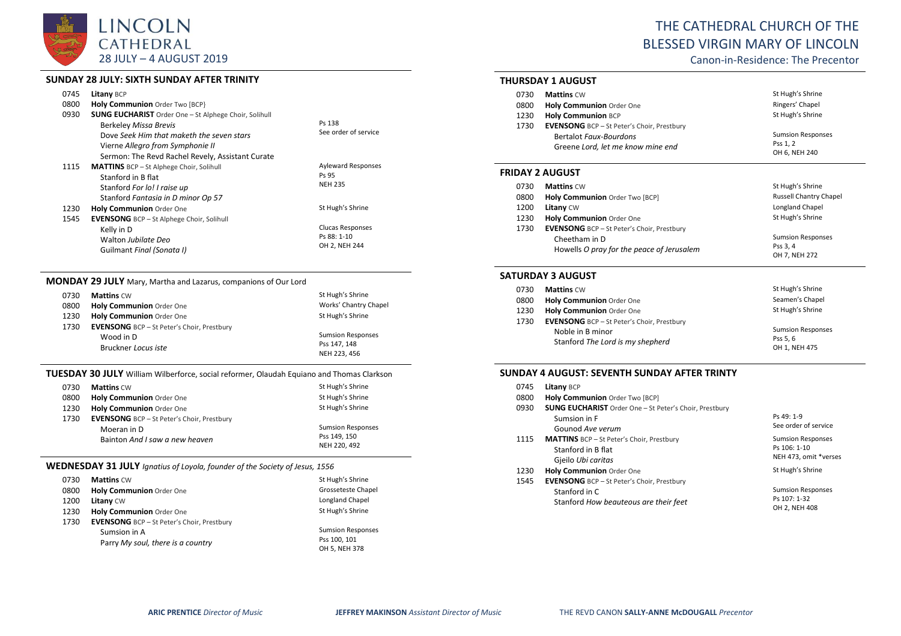# LINCOLN CATHEDRAL
28 JULY – 4 AUGUST 2019

# THE CATHEDRAL CHURCH OF THE BLESSED VIRGIN MARY OF LINCOLN

Canon-in-Residence: The Precentor

## SUNDAY 28 JULY: SIXTH SUNDAY AFTER TRINITY

| | | |
|---|---|---|
| 0745 | **Litany** BCP | |
| 0800 | **Holy Communion** Order Two [BCP} | |
| 0930 | **SUNG EUCHARIST** Order One – St Alphege Choir, Solihull<br>Berkeley *Missa Brevis*<br>Dove *Seek Him that maketh the seven stars*<br>Vierne *Allegro from Symphonie II*<br>Sermon: The Revd Rachel Revely, Assistant Curate | Ps 138<br>See order of service |
| 1115 | **MATTINS** BCP – St Alphege Choir, Solihull<br>Stanford in B flat<br>Stanford *For lo! I raise up*<br>Stanford *Fantasia in D minor Op 57* | Ayleward Responses<br>Ps 95<br>NEH 235 |
| 1230 | **Holy Communion** Order One | St Hugh's Shrine |
| 1545 | **EVENSONG** BCP – St Alphege Choir, Solihull<br>Kelly in D<br>Walton *Jubilate Deo*<br>Guilmant *Final (Sonata I)* | Clucas Responses<br>Ps 88: 1-10<br>OH 2, NEH 244 |

## MONDAY 29 JULY Mary, Martha and Lazarus, companions of Our Lord

| | | |
|---|---|---|
| 0730 | **Mattins** CW | St Hugh's Shrine |
| 0800 | **Holy Communion** Order One | Works' Chantry Chapel |
| 1230 | **Holy Communion** Order One | St Hugh's Shrine |
| 1730 | **EVENSONG** BCP – St Peter's Choir, Prestbury<br>Wood in D<br>Bruckner *Locus iste* | Sumsion Responses<br>Pss 147, 148<br>NEH 223, 456 |

## TUESDAY 30 JULY William Wilberforce, social reformer, Olaudah Equiano and Thomas Clarkson

| | | |
|---|---|---|
| 0730 | **Mattins** CW | St Hugh's Shrine |
| 0800 | **Holy Communion** Order One | St Hugh's Shrine |
| 1230 | **Holy Communion** Order One | St Hugh's Shrine |
| 1730 | **EVENSONG** BCP – St Peter's Choir, Prestbury<br>Moeran in D<br>Bainton *And I saw a new heaven* | Sumsion Responses<br>Pss 149, 150<br>NEH 220, 492 |

## WEDNESDAY 31 JULY *Ignatius of Loyola, founder of the Society of Jesus, 1556*

| | | |
|---|---|---|
| 0730 | **Mattins** CW | St Hugh's Shrine |
| 0800 | **Holy Communion** Order One | Grosseteste Chapel |
| 1200 | **Litany** CW | Longland Chapel |
| 1230 | **Holy Communion** Order One | St Hugh's Shrine |
| 1730 | **EVENSONG** BCP – St Peter's Choir, Prestbury<br>Sumsion in A<br>Parry *My soul, there is a country* | Sumsion Responses<br>Pss 100, 101<br>OH 5, NEH 378 |

## THURSDAY 1 AUGUST

| | | |
|---|---|---|
| 0730 | **Mattins** CW | St Hugh's Shrine |
| 0800 | **Holy Communion** Order One | Ringers' Chapel |
| 1230 | **Holy Communion** BCP | St Hugh's Shrine |
| 1730 | **EVENSONG** BCP – St Peter's Choir, Prestbury<br>Bertalot *Faux-Bourdons*<br>Greene *Lord, let me know mine end* | Sumsion Responses<br>Pss 1, 2<br>OH 6, NEH 240 |

## FRIDAY 2 AUGUST

| | | |
|---|---|---|
| 0730 | **Mattins** CW | St Hugh's Shrine |
| 0800 | **Holy Communion** Order Two [BCP] | Russell Chantry Chapel |
| 1200 | **Litany** CW | Longland Chapel |
| 1230 | **Holy Communion** Order One | St Hugh's Shrine |
| 1730 | **EVENSONG** BCP – St Peter's Choir, Prestbury<br>Cheetham in D<br>Howells *O pray for the peace of Jerusalem* | Sumsion Responses<br>Pss 3, 4<br>OH 7, NEH 272 |

## SATURDAY 3 AUGUST

| | | |
|---|---|---|
| 0730 | **Mattins** CW | St Hugh's Shrine |
| 0800 | **Holy Communion** Order One | Seamen's Chapel |
| 1230 | **Holy Communion** Order One | St Hugh's Shrine |
| 1730 | **EVENSONG** BCP – St Peter's Choir, Prestbury<br>Noble in B minor<br>Stanford *The Lord is my shepherd* | Sumsion Responses<br>Pss 5, 6<br>OH 1, NEH 475 |

## SUNDAY 4 AUGUST: SEVENTH SUNDAY AFTER TRINTY

| | | |
|---|---|---|
| 0745 | **Litany** BCP | |
| 0800 | **Holy Communion** Order Two [BCP] | |
| 0930 | **SUNG EUCHARIST** Order One – St Peter's Choir, Prestbury<br>Sumsion in F<br>Gounod *Ave verum* | Ps 49: 1-9<br>See order of service |
| 1115 | **MATTINS** BCP – St Peter's Choir, Prestbury<br>Stanford in B flat<br>Gjeilo *Ubi caritas* | Sumsion Responses<br>Ps 106: 1-10<br>NEH 473, omit *verses |
| 1230 | **Holy Communion** Order One | St Hugh's Shrine |
| 1545 | **EVENSONG** BCP – St Peter's Choir, Prestbury<br>Stanford in C<br>Stanford *How beauteous are their feet* | Sumsion Responses<br>Ps 107: 1-32<br>OH 2, NEH 408 |

**ARIC PRENTICE** *Director of Music* **JEFFREY MAKINSON** *Assistant Director of Music* THE REVD CANON **SALLY-ANNE McDOUGALL** *Precentor*